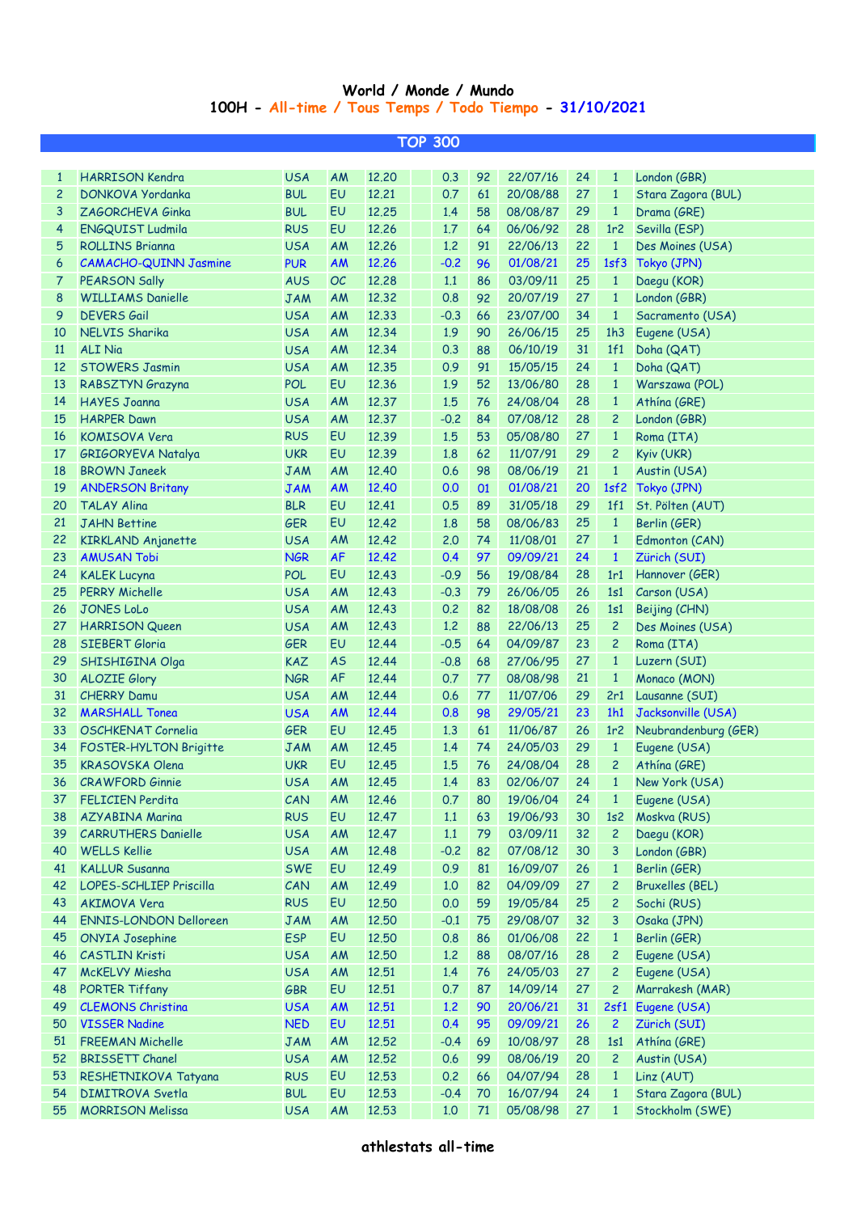**World / Monde / Mundo**
**100H - All-time / Tous Temps / Todo Tiempo - 31/10/2021**

## TOP 300

| | | | | | | | | | | | |
|---|---|---|---|---|---|---|---|---|---|---|---|
| 1 | HARRISON Kendra | USA | AM | 12.20 | | 0.3 | 92 | 22/07/16 | 24 | 1 | London (GBR) |
| 2 | DONKOVA Yordanka | BUL | EU | 12.21 | | 0.7 | 61 | 20/08/88 | 27 | 1 | Stara Zagora (BUL) |
| 3 | ZAGORCHEVA Ginka | BUL | EU | 12.25 | | 1.4 | 58 | 08/08/87 | 29 | 1 | Drama (GRE) |
| 4 | ENGQUIST Ludmila | RUS | EU | 12.26 | | 1.7 | 64 | 06/06/92 | 28 | 1r2 | Sevilla (ESP) |
| 5 | ROLLINS Brianna | USA | AM | 12.26 | | 1.2 | 91 | 22/06/13 | 22 | 1 | Des Moines (USA) |
| 6 | CAMACHO-QUINN Jasmine | PUR | AM | 12.26 | | -0.2 | 96 | 01/08/21 | 25 | 1sf3 | Tokyo (JPN) |
| 7 | PEARSON Sally | AUS | OC | 12.28 | | 1.1 | 86 | 03/09/11 | 25 | 1 | Daegu (KOR) |
| 8 | WILLIAMS Danielle | JAM | AM | 12.32 | | 0.8 | 92 | 20/07/19 | 27 | 1 | London (GBR) |
| 9 | DEVERS Gail | USA | AM | 12.33 | | -0.3 | 66 | 23/07/00 | 34 | 1 | Sacramento (USA) |
| 10 | NELVIS Sharika | USA | AM | 12.34 | | 1.9 | 90 | 26/06/15 | 25 | 1h3 | Eugene (USA) |
| 11 | ALI Nia | USA | AM | 12.34 | | 0.3 | 88 | 06/10/19 | 31 | 1f1 | Doha (QAT) |
| 12 | STOWERS Jasmin | USA | AM | 12.35 | | 0.9 | 91 | 15/05/15 | 24 | 1 | Doha (QAT) |
| 13 | RABSZTYN Grazyna | POL | EU | 12.36 | | 1.9 | 52 | 13/06/80 | 28 | 1 | Warszawa (POL) |
| 14 | HAYES Joanna | USA | AM | 12.37 | | 1.5 | 76 | 24/08/04 | 28 | 1 | Athína (GRE) |
| 15 | HARPER Dawn | USA | AM | 12.37 | | -0.2 | 84 | 07/08/12 | 28 | 2 | London (GBR) |
| 16 | KOMISOVA Vera | RUS | EU | 12.39 | | 1.5 | 53 | 05/08/80 | 27 | 1 | Roma (ITA) |
| 17 | GRIGORYEVA Natalya | UKR | EU | 12.39 | | 1.8 | 62 | 11/07/91 | 29 | 2 | Kyiv (UKR) |
| 18 | BROWN Janeek | JAM | AM | 12.40 | | 0.6 | 98 | 08/06/19 | 21 | 1 | Austin (USA) |
| 19 | ANDERSON Britany | JAM | AM | 12.40 | | 0.0 | 01 | 01/08/21 | 20 | 1sf2 | Tokyo (JPN) |
| 20 | TALAY Alina | BLR | EU | 12.41 | | 0.5 | 89 | 31/05/18 | 29 | 1f1 | St. Pölten (AUT) |
| 21 | JAHN Bettine | GER | EU | 12.42 | | 1.8 | 58 | 08/06/83 | 25 | 1 | Berlin (GER) |
| 22 | KIRKLAND Anjanette | USA | AM | 12.42 | | 2.0 | 74 | 11/08/01 | 27 | 1 | Edmonton (CAN) |
| 23 | AMUSAN Tobi | NGR | AF | 12.42 | | 0.4 | 97 | 09/09/21 | 24 | 1 | Zürich (SUI) |
| 24 | KALEK Lucyna | POL | EU | 12.43 | | -0.9 | 56 | 19/08/84 | 28 | 1r1 | Hannover (GER) |
| 25 | PERRY Michelle | USA | AM | 12.43 | | -0.3 | 79 | 26/06/05 | 26 | 1s1 | Carson (USA) |
| 26 | JONES LoLo | USA | AM | 12.43 | | 0.2 | 82 | 18/08/08 | 26 | 1s1 | Beijing (CHN) |
| 27 | HARRISON Queen | USA | AM | 12.43 | | 1.2 | 88 | 22/06/13 | 25 | 2 | Des Moines (USA) |
| 28 | SIEBERT Gloria | GER | EU | 12.44 | | -0.5 | 64 | 04/09/87 | 23 | 2 | Roma (ITA) |
| 29 | SHISHIGINA Olga | KAZ | AS | 12.44 | | -0.8 | 68 | 27/06/95 | 27 | 1 | Luzern (SUI) |
| 30 | ALOZIE Glory | NGR | AF | 12.44 | | 0.7 | 77 | 08/08/98 | 21 | 1 | Monaco (MON) |
| 31 | CHERRY Damu | USA | AM | 12.44 | | 0.6 | 77 | 11/07/06 | 29 | 2r1 | Lausanne (SUI) |
| 32 | MARSHALL Tonea | USA | AM | 12.44 | | 0.8 | 98 | 29/05/21 | 23 | 1h1 | Jacksonville (USA) |
| 33 | OSCHKENAT Cornelia | GER | EU | 12.45 | | 1.3 | 61 | 11/06/87 | 26 | 1r2 | Neubrandenburg (GER) |
| 34 | FOSTER-HYLTON Brigitte | JAM | AM | 12.45 | | 1.4 | 74 | 24/05/03 | 29 | 1 | Eugene (USA) |
| 35 | KRASOVSKA Olena | UKR | EU | 12.45 | | 1.5 | 76 | 24/08/04 | 28 | 2 | Athína (GRE) |
| 36 | CRAWFORD Ginnie | USA | AM | 12.45 | | 1.4 | 83 | 02/06/07 | 24 | 1 | New York (USA) |
| 37 | FELICIEN Perdita | CAN | AM | 12.46 | | 0.7 | 80 | 19/06/04 | 24 | 1 | Eugene (USA) |
| 38 | AZYABINA Marina | RUS | EU | 12.47 | | 1.1 | 63 | 19/06/93 | 30 | 1s2 | Moskva (RUS) |
| 39 | CARRUTHERS Danielle | USA | AM | 12.47 | | 1.1 | 79 | 03/09/11 | 32 | 2 | Daegu (KOR) |
| 40 | WELLS Kellie | USA | AM | 12.48 | | -0.2 | 82 | 07/08/12 | 30 | 3 | London (GBR) |
| 41 | KALLUR Susanna | SWE | EU | 12.49 | | 0.9 | 81 | 16/09/07 | 26 | 1 | Berlin (GER) |
| 42 | LOPES-SCHLIEP Priscilla | CAN | AM | 12.49 | | 1.0 | 82 | 04/09/09 | 27 | 2 | Bruxelles (BEL) |
| 43 | AKIMOVA Vera | RUS | EU | 12.50 | | 0.0 | 59 | 19/05/84 | 25 | 2 | Sochi (RUS) |
| 44 | ENNIS-LONDON Delloreen | JAM | AM | 12.50 | | -0.1 | 75 | 29/08/07 | 32 | 3 | Osaka (JPN) |
| 45 | ONYIA Josephine | ESP | EU | 12.50 | | 0.8 | 86 | 01/06/08 | 22 | 1 | Berlin (GER) |
| 46 | CASTLIN Kristi | USA | AM | 12.50 | | 1.2 | 88 | 08/07/16 | 28 | 2 | Eugene (USA) |
| 47 | McKELVY Miesha | USA | AM | 12.51 | | 1.4 | 76 | 24/05/03 | 27 | 2 | Eugene (USA) |
| 48 | PORTER Tiffany | GBR | EU | 12.51 | | 0.7 | 87 | 14/09/14 | 27 | 2 | Marrakesh (MAR) |
| 49 | CLEMONS Christina | USA | AM | 12.51 | | 1.2 | 90 | 20/06/21 | 31 | 2sf1 | Eugene (USA) |
| 50 | VISSER Nadine | NED | EU | 12.51 | | 0.4 | 95 | 09/09/21 | 26 | 2 | Zürich (SUI) |
| 51 | FREEMAN Michelle | JAM | AM | 12.52 | | -0.4 | 69 | 10/08/97 | 28 | 1s1 | Athína (GRE) |
| 52 | BRISSETT Chanel | USA | AM | 12.52 | | 0.6 | 99 | 08/06/19 | 20 | 2 | Austin (USA) |
| 53 | RESHETNIKOVA Tatyana | RUS | EU | 12.53 | | 0.2 | 66 | 04/07/94 | 28 | 1 | Linz (AUT) |
| 54 | DIMITROVA Svetla | BUL | EU | 12.53 | | -0.4 | 70 | 16/07/94 | 24 | 1 | Stara Zagora (BUL) |
| 55 | MORRISON Melissa | USA | AM | 12.53 | | 1.0 | 71 | 05/08/98 | 27 | 1 | Stockholm (SWE) |

**athlestats all-time**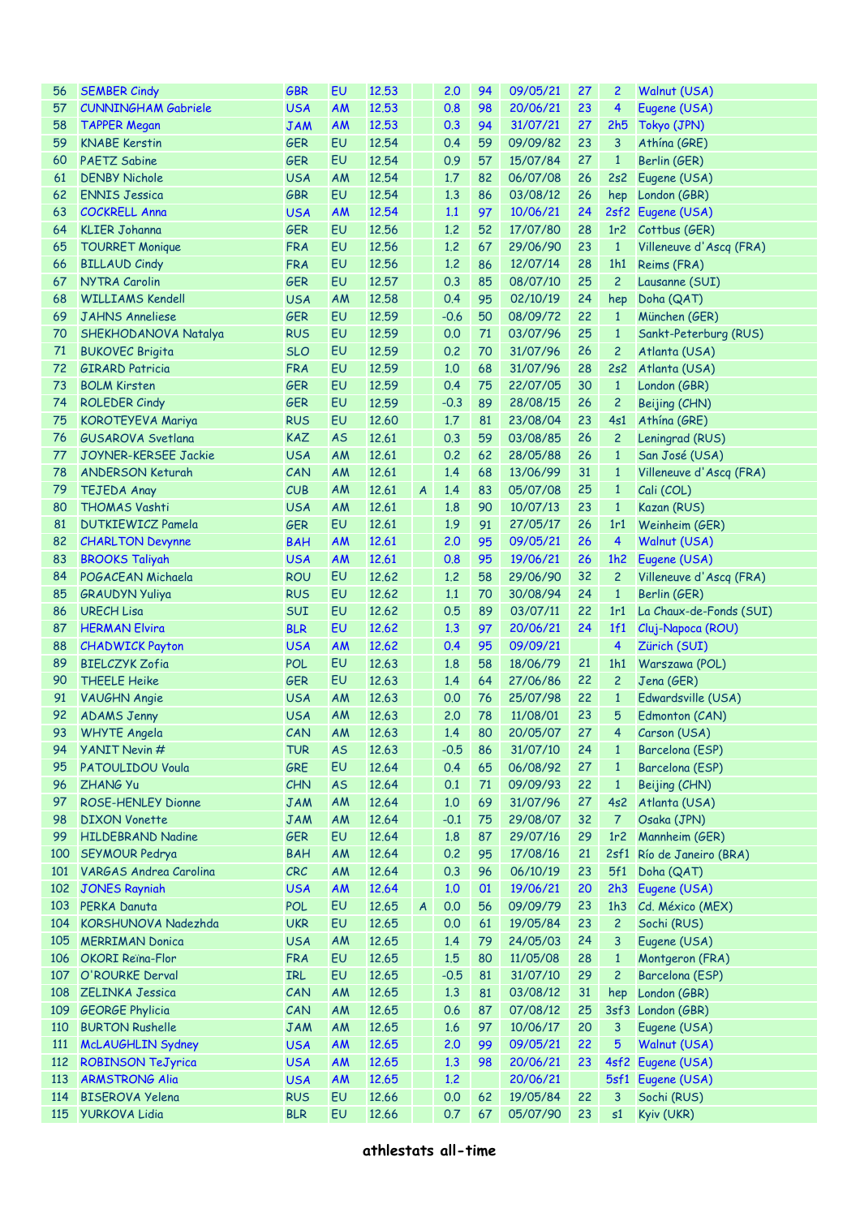| 56 | SEMBER Cindy | GBR | EU | 12.53 | | 2.0 | 94 | 09/05/21 | 27 | 2 | Walnut (USA) |
|---|---|---|---|---|---|---|---|---|---|---|---|
| 57 | CUNNINGHAM Gabriele | USA | AM | 12.53 | | 0.8 | 98 | 20/06/21 | 23 | 4 | Eugene (USA) |
| 58 | TAPPER Megan | JAM | AM | 12.53 | | 0.3 | 94 | 31/07/21 | 27 | 2h5 | Tokyo (JPN) |
| 59 | KNABE Kerstin | GER | EU | 12.54 | | 0.4 | 59 | 09/09/82 | 23 | 3 | Athína (GRE) |
| 60 | PAETZ Sabine | GER | EU | 12.54 | | 0.9 | 57 | 15/07/84 | 27 | 1 | Berlin (GER) |
| 61 | DENBY Nichole | USA | AM | 12.54 | | 1.7 | 82 | 06/07/08 | 26 | 2s2 | Eugene (USA) |
| 62 | ENNIS Jessica | GBR | EU | 12.54 | | 1.3 | 86 | 03/08/12 | 26 | hep | London (GBR) |
| 63 | COCKRELL Anna | USA | AM | 12.54 | | 1.1 | 97 | 10/06/21 | 24 | 2sf2 | Eugene (USA) |
| 64 | KLIER Johanna | GER | EU | 12.56 | | 1.2 | 52 | 17/07/80 | 28 | 1r2 | Cottbus (GER) |
| 65 | TOURRET Monique | FRA | EU | 12.56 | | 1.2 | 67 | 29/06/90 | 23 | 1 | Villeneuve d'Ascq (FRA) |
| 66 | BILLAUD Cindy | FRA | EU | 12.56 | | 1.2 | 86 | 12/07/14 | 28 | 1h1 | Reims (FRA) |
| 67 | NYTRA Carolin | GER | EU | 12.57 | | 0.3 | 85 | 08/07/10 | 25 | 2 | Lausanne (SUI) |
| 68 | WILLIAMS Kendell | USA | AM | 12.58 | | 0.4 | 95 | 02/10/19 | 24 | hep | Doha (QAT) |
| 69 | JAHNS Anneliese | GER | EU | 12.59 | | -0.6 | 50 | 08/09/72 | 22 | 1 | München (GER) |
| 70 | SHEKHODANOVA Natalya | RUS | EU | 12.59 | | 0.0 | 71 | 03/07/96 | 25 | 1 | Sankt-Peterburg (RUS) |
| 71 | BUKOVEC Brigita | SLO | EU | 12.59 | | 0.2 | 70 | 31/07/96 | 26 | 2 | Atlanta (USA) |
| 72 | GIRARD Patricia | FRA | EU | 12.59 | | 1.0 | 68 | 31/07/96 | 28 | 2s2 | Atlanta (USA) |
| 73 | BOLM Kirsten | GER | EU | 12.59 | | 0.4 | 75 | 22/07/05 | 30 | 1 | London (GBR) |
| 74 | ROLEDER Cindy | GER | EU | 12.59 | | -0.3 | 89 | 28/08/15 | 26 | 2 | Beijing (CHN) |
| 75 | KOROTEYEVA Mariya | RUS | EU | 12.60 | | 1.7 | 81 | 23/08/04 | 23 | 4s1 | Athína (GRE) |
| 76 | GUSAROVA Svetlana | KAZ | AS | 12.61 | | 0.3 | 59 | 03/08/85 | 26 | 2 | Leningrad (RUS) |
| 77 | JOYNER-KERSEE Jackie | USA | AM | 12.61 | | 0.2 | 62 | 28/05/88 | 26 | 1 | San José (USA) |
| 78 | ANDERSON Keturah | CAN | AM | 12.61 | | 1.4 | 68 | 13/06/99 | 31 | 1 | Villeneuve d'Ascq (FRA) |
| 79 | TEJEDA Anay | CUB | AM | 12.61 | A | 1.4 | 83 | 05/07/08 | 25 | 1 | Cali (COL) |
| 80 | THOMAS Vashti | USA | AM | 12.61 | | 1.8 | 90 | 10/07/13 | 23 | 1 | Kazan (RUS) |
| 81 | DUTKIEWICZ Pamela | GER | EU | 12.61 | | 1.9 | 91 | 27/05/17 | 26 | 1r1 | Weinheim (GER) |
| 82 | CHARLTON Devynne | BAH | AM | 12.61 | | 2.0 | 95 | 09/05/21 | 26 | 4 | Walnut (USA) |
| 83 | BROOKS Taliyah | USA | AM | 12.61 | | 0.8 | 95 | 19/06/21 | 26 | 1h2 | Eugene (USA) |
| 84 | POGACEAN Michaela | ROU | EU | 12.62 | | 1.2 | 58 | 29/06/90 | 32 | 2 | Villeneuve d'Ascq (FRA) |
| 85 | GRAUDYN Yuliya | RUS | EU | 12.62 | | 1.1 | 70 | 30/08/94 | 24 | 1 | Berlin (GER) |
| 86 | URECH Lisa | SUI | EU | 12.62 | | 0.5 | 89 | 03/07/11 | 22 | 1r1 | La Chaux-de-Fonds (SUI) |
| 87 | HERMAN Elvira | BLR | EU | 12.62 | | 1.3 | 97 | 20/06/21 | 24 | 1f1 | Cluj-Napoca (ROU) |
| 88 | CHADWICK Payton | USA | AM | 12.62 | | 0.4 | 95 | 09/09/21 | | 4 | Zürich (SUI) |
| 89 | BIELCZYK Zofia | POL | EU | 12.63 | | 1.8 | 58 | 18/06/79 | 21 | 1h1 | Warszawa (POL) |
| 90 | THEELE Heike | GER | EU | 12.63 | | 1.4 | 64 | 27/06/86 | 22 | 2 | Jena (GER) |
| 91 | VAUGHN Angie | USA | AM | 12.63 | | 0.0 | 76 | 25/07/98 | 22 | 1 | Edwardsville (USA) |
| 92 | ADAMS Jenny | USA | AM | 12.63 | | 2.0 | 78 | 11/08/01 | 23 | 5 | Edmonton (CAN) |
| 93 | WHYTE Angela | CAN | AM | 12.63 | | 1.4 | 80 | 20/05/07 | 27 | 4 | Carson (USA) |
| 94 | YANIT Nevin # | TUR | AS | 12.63 | | -0.5 | 86 | 31/07/10 | 24 | 1 | Barcelona (ESP) |
| 95 | PATOULIDOU Voula | GRE | EU | 12.64 | | 0.4 | 65 | 06/08/92 | 27 | 1 | Barcelona (ESP) |
| 96 | ZHANG Yu | CHN | AS | 12.64 | | 0.1 | 71 | 09/09/93 | 22 | 1 | Beijing (CHN) |
| 97 | ROSE-HENLEY Dionne | JAM | AM | 12.64 | | 1.0 | 69 | 31/07/96 | 27 | 4s2 | Atlanta (USA) |
| 98 | DIXON Vonette | JAM | AM | 12.64 | | -0.1 | 75 | 29/08/07 | 32 | 7 | Osaka (JPN) |
| 99 | HILDEBRAND Nadine | GER | EU | 12.64 | | 1.8 | 87 | 29/07/16 | 29 | 1r2 | Mannheim (GER) |
| 100 | SEYMOUR Pedrya | BAH | AM | 12.64 | | 0.2 | 95 | 17/08/16 | 21 | 2sf1 | Río de Janeiro (BRA) |
| 101 | VARGAS Andrea Carolina | CRC | AM | 12.64 | | 0.3 | 96 | 06/10/19 | 23 | 5f1 | Doha (QAT) |
| 102 | JONES Rayniah | USA | AM | 12.64 | | 1.0 | 01 | 19/06/21 | 20 | 2h3 | Eugene (USA) |
| 103 | PERKA Danuta | POL | EU | 12.65 | A | 0.0 | 56 | 09/09/79 | 23 | 1h3 | Cd. México (MEX) |
| 104 | KORSHUNOVA Nadezhda | UKR | EU | 12.65 | | 0.0 | 61 | 19/05/84 | 23 | 2 | Sochi (RUS) |
| 105 | MERRIMAN Donica | USA | AM | 12.65 | | 1.4 | 79 | 24/05/03 | 24 | 3 | Eugene (USA) |
| 106 | OKORI Reïna-Flor | FRA | EU | 12.65 | | 1.5 | 80 | 11/05/08 | 28 | 1 | Montgeron (FRA) |
| 107 | O'ROURKE Derval | IRL | EU | 12.65 | | -0.5 | 81 | 31/07/10 | 29 | 2 | Barcelona (ESP) |
| 108 | ZELINKA Jessica | CAN | AM | 12.65 | | 1.3 | 81 | 03/08/12 | 31 | hep | London (GBR) |
| 109 | GEORGE Phylicia | CAN | AM | 12.65 | | 0.6 | 87 | 07/08/12 | 25 | 3sf3 | London (GBR) |
| 110 | BURTON Rushelle | JAM | AM | 12.65 | | 1.6 | 97 | 10/06/17 | 20 | 3 | Eugene (USA) |
| 111 | McLAUGHLIN Sydney | USA | AM | 12.65 | | 2.0 | 99 | 09/05/21 | 22 | 5 | Walnut (USA) |
| 112 | ROBINSON TeJyrica | USA | AM | 12.65 | | 1.3 | 98 | 20/06/21 | 23 | 4sf2 | Eugene (USA) |
| 113 | ARMSTRONG Alia | USA | AM | 12.65 | | 1.2 | | 20/06/21 | | 5sf1 | Eugene (USA) |
| 114 | BISEROVA Yelena | RUS | EU | 12.66 | | 0.0 | 62 | 19/05/84 | 22 | 3 | Sochi (RUS) |
| 115 | YURKOVA Lidia | BLR | EU | 12.66 | | 0.7 | 67 | 05/07/90 | 23 | s1 | Kyiv (UKR) |

**athlestats all-time**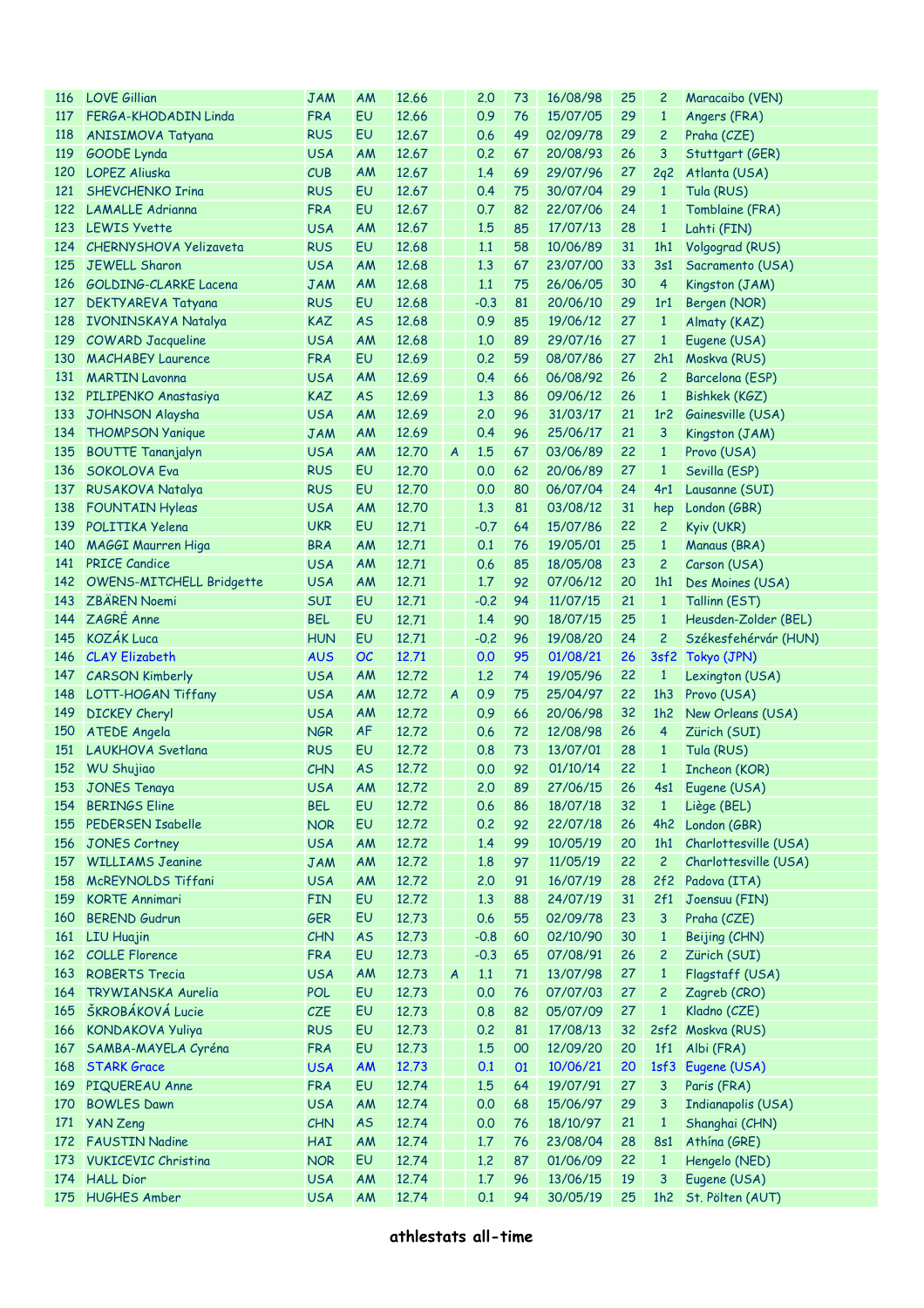| | | | | | | | | | | | |
|---|---|---|---|---|---|---|---|---|---|---|---|
| 116 | LOVE Gillian | JAM | AM | 12.66 | | 2.0 | 73 | 16/08/98 | 25 | 2 | Maracaibo (VEN) |
| 117 | FERGA-KHODADIN Linda | FRA | EU | 12.66 | | 0.9 | 76 | 15/07/05 | 29 | 1 | Angers (FRA) |
| 118 | ANISIMOVA Tatyana | RUS | EU | 12.67 | | 0.6 | 49 | 02/09/78 | 29 | 2 | Praha (CZE) |
| 119 | GOODE Lynda | USA | AM | 12.67 | | 0.2 | 67 | 20/08/93 | 26 | 3 | Stuttgart (GER) |
| 120 | LOPEZ Aliuska | CUB | AM | 12.67 | | 1.4 | 69 | 29/07/96 | 27 | 2q2 | Atlanta (USA) |
| 121 | SHEVCHENKO Irina | RUS | EU | 12.67 | | 0.4 | 75 | 30/07/04 | 29 | 1 | Tula (RUS) |
| 122 | LAMALLE Adrianna | FRA | EU | 12.67 | | 0.7 | 82 | 22/07/06 | 24 | 1 | Tomblaine (FRA) |
| 123 | LEWIS Yvette | USA | AM | 12.67 | | 1.5 | 85 | 17/07/13 | 28 | 1 | Lahti (FIN) |
| 124 | CHERNYSHOVA Yelizaveta | RUS | EU | 12.68 | | 1.1 | 58 | 10/06/89 | 31 | 1h1 | Volgograd (RUS) |
| 125 | JEWELL Sharon | USA | AM | 12.68 | | 1.3 | 67 | 23/07/00 | 33 | 3s1 | Sacramento (USA) |
| 126 | GOLDING-CLARKE Lacena | JAM | AM | 12.68 | | 1.1 | 75 | 26/06/05 | 30 | 4 | Kingston (JAM) |
| 127 | DEKTYAREVA Tatyana | RUS | EU | 12.68 | | -0.3 | 81 | 20/06/10 | 29 | 1r1 | Bergen (NOR) |
| 128 | IVONINSKAYA Natalya | KAZ | AS | 12.68 | | 0.9 | 85 | 19/06/12 | 27 | 1 | Almaty (KAZ) |
| 129 | COWARD Jacqueline | USA | AM | 12.68 | | 1.0 | 89 | 29/07/16 | 27 | 1 | Eugene (USA) |
| 130 | MACHABEY Laurence | FRA | EU | 12.69 | | 0.2 | 59 | 08/07/86 | 27 | 2h1 | Moskva (RUS) |
| 131 | MARTIN Lavonna | USA | AM | 12.69 | | 0.4 | 66 | 06/08/92 | 26 | 2 | Barcelona (ESP) |
| 132 | PILIPENKO Anastasiya | KAZ | AS | 12.69 | | 1.3 | 86 | 09/06/12 | 26 | 1 | Bishkek (KGZ) |
| 133 | JOHNSON Alaysha | USA | AM | 12.69 | | 2.0 | 96 | 31/03/17 | 21 | 1r2 | Gainesville (USA) |
| 134 | THOMPSON Yanique | JAM | AM | 12.69 | | 0.4 | 96 | 25/06/17 | 21 | 3 | Kingston (JAM) |
| 135 | BOUTTE Tananjalyn | USA | AM | 12.70 | A | 1.5 | 67 | 03/06/89 | 22 | 1 | Provo (USA) |
| 136 | SOKOLOVA Eva | RUS | EU | 12.70 | | 0.0 | 62 | 20/06/89 | 27 | 1 | Sevilla (ESP) |
| 137 | RUSAKOVA Natalya | RUS | EU | 12.70 | | 0.0 | 80 | 06/07/04 | 24 | 4r1 | Lausanne (SUI) |
| 138 | FOUNTAIN Hyleas | USA | AM | 12.70 | | 1.3 | 81 | 03/08/12 | 31 | hep | London (GBR) |
| 139 | POLITIKA Yelena | UKR | EU | 12.71 | | -0.7 | 64 | 15/07/86 | 22 | 2 | Kyiv (UKR) |
| 140 | MAGGI Maurren Higa | BRA | AM | 12.71 | | 0.1 | 76 | 19/05/01 | 25 | 1 | Manaus (BRA) |
| 141 | PRICE Candice | USA | AM | 12.71 | | 0.6 | 85 | 18/05/08 | 23 | 2 | Carson (USA) |
| 142 | OWENS-MITCHELL Bridgette | USA | AM | 12.71 | | 1.7 | 92 | 07/06/12 | 20 | 1h1 | Des Moines (USA) |
| 143 | ZBÄREN Noemi | SUI | EU | 12.71 | | -0.2 | 94 | 11/07/15 | 21 | 1 | Tallinn (EST) |
| 144 | ZAGRÉ Anne | BEL | EU | 12.71 | | 1.4 | 90 | 18/07/15 | 25 | 1 | Heusden-Zolder (BEL) |
| 145 | KOZÁK Luca | HUN | EU | 12.71 | | -0.2 | 96 | 19/08/20 | 24 | 2 | Székesfehérvár (HUN) |
| 146 | CLAY Elizabeth | AUS | OC | 12.71 | | 0.0 | 95 | 01/08/21 | 26 | 3sf2 | Tokyo (JPN) |
| 147 | CARSON Kimberly | USA | AM | 12.72 | | 1.2 | 74 | 19/05/96 | 22 | 1 | Lexington (USA) |
| 148 | LOTT-HOGAN Tiffany | USA | AM | 12.72 | A | 0.9 | 75 | 25/04/97 | 22 | 1h3 | Provo (USA) |
| 149 | DICKEY Cheryl | USA | AM | 12.72 | | 0.9 | 66 | 20/06/98 | 32 | 1h2 | New Orleans (USA) |
| 150 | ATEDE Angela | NGR | AF | 12.72 | | 0.6 | 72 | 12/08/98 | 26 | 4 | Zürich (SUI) |
| 151 | LAUKHOVA Svetlana | RUS | EU | 12.72 | | 0.8 | 73 | 13/07/01 | 28 | 1 | Tula (RUS) |
| 152 | WU Shujiao | CHN | AS | 12.72 | | 0.0 | 92 | 01/10/14 | 22 | 1 | Incheon (KOR) |
| 153 | JONES Tenaya | USA | AM | 12.72 | | 2.0 | 89 | 27/06/15 | 26 | 4s1 | Eugene (USA) |
| 154 | BERINGS Eline | BEL | EU | 12.72 | | 0.6 | 86 | 18/07/18 | 32 | 1 | Liège (BEL) |
| 155 | PEDERSEN Isabelle | NOR | EU | 12.72 | | 0.2 | 92 | 22/07/18 | 26 | 4h2 | London (GBR) |
| 156 | JONES Cortney | USA | AM | 12.72 | | 1.4 | 99 | 10/05/19 | 20 | 1h1 | Charlottesville (USA) |
| 157 | WILLIAMS Jeanine | JAM | AM | 12.72 | | 1.8 | 97 | 11/05/19 | 22 | 2 | Charlottesville (USA) |
| 158 | McREYNOLDS Tiffani | USA | AM | 12.72 | | 2.0 | 91 | 16/07/19 | 28 | 2f2 | Padova (ITA) |
| 159 | KORTE Annimari | FIN | EU | 12.72 | | 1.3 | 88 | 24/07/19 | 31 | 2f1 | Joensuu (FIN) |
| 160 | BEREND Gudrun | GER | EU | 12.73 | | 0.6 | 55 | 02/09/78 | 23 | 3 | Praha (CZE) |
| 161 | LIU Huajin | CHN | AS | 12.73 | | -0.8 | 60 | 02/10/90 | 30 | 1 | Beijing (CHN) |
| 162 | COLLE Florence | FRA | EU | 12.73 | | -0.3 | 65 | 07/08/91 | 26 | 2 | Zürich (SUI) |
| 163 | ROBERTS Trecia | USA | AM | 12.73 | A | 1.1 | 71 | 13/07/98 | 27 | 1 | Flagstaff (USA) |
| 164 | TRYWIANSKA Aurelia | POL | EU | 12.73 | | 0.0 | 76 | 07/07/03 | 27 | 2 | Zagreb (CRO) |
| 165 | ŠKROBÁKOVÁ Lucie | CZE | EU | 12.73 | | 0.8 | 82 | 05/07/09 | 27 | 1 | Kladno (CZE) |
| 166 | KONDAKOVA Yuliya | RUS | EU | 12.73 | | 0.2 | 81 | 17/08/13 | 32 | 2sf2 | Moskva (RUS) |
| 167 | SAMBA-MAYELA Cyréna | FRA | EU | 12.73 | | 1.5 | 00 | 12/09/20 | 20 | 1f1 | Albi (FRA) |
| 168 | STARK Grace | USA | AM | 12.73 | | 0.1 | 01 | 10/06/21 | 20 | 1sf3 | Eugene (USA) |
| 169 | PIQUEREAU Anne | FRA | EU | 12.74 | | 1.5 | 64 | 19/07/91 | 27 | 3 | Paris (FRA) |
| 170 | BOWLES Dawn | USA | AM | 12.74 | | 0.0 | 68 | 15/06/97 | 29 | 3 | Indianapolis (USA) |
| 171 | YAN Zeng | CHN | AS | 12.74 | | 0.0 | 76 | 18/10/97 | 21 | 1 | Shanghai (CHN) |
| 172 | FAUSTIN Nadine | HAI | AM | 12.74 | | 1.7 | 76 | 23/08/04 | 28 | 8s1 | Athína (GRE) |
| 173 | VUKICEVIC Christina | NOR | EU | 12.74 | | 1.2 | 87 | 01/06/09 | 22 | 1 | Hengelo (NED) |
| 174 | HALL Dior | USA | AM | 12.74 | | 1.7 | 96 | 13/06/15 | 19 | 3 | Eugene (USA) |
| 175 | HUGHES Amber | USA | AM | 12.74 | | 0.1 | 94 | 30/05/19 | 25 | 1h2 | St. Pölten (AUT) |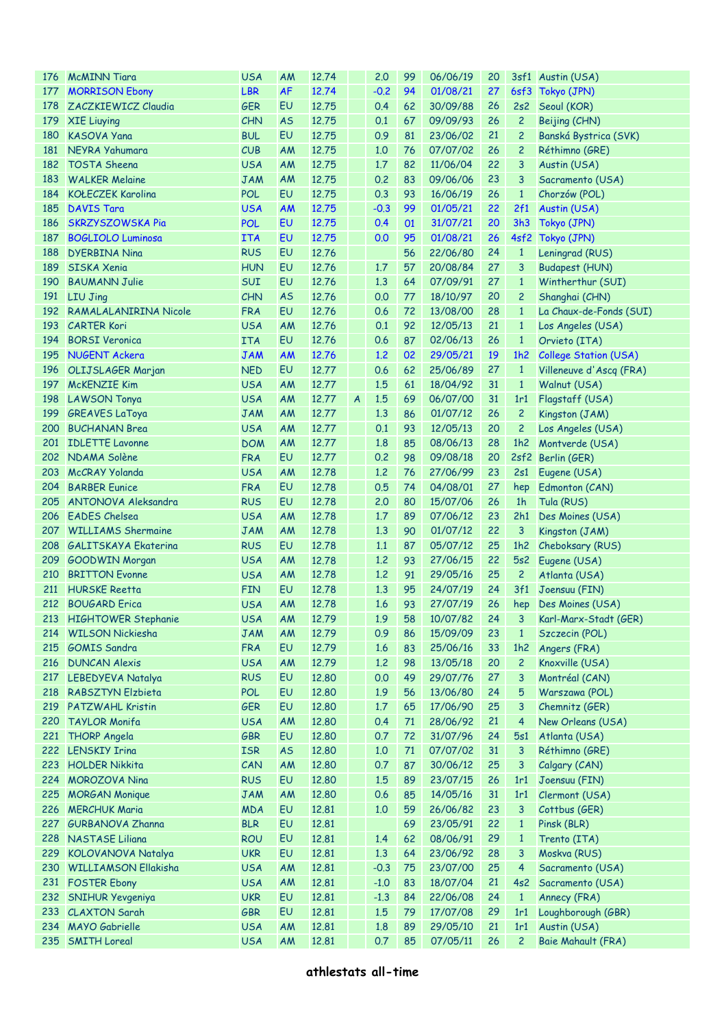| | | | | | | | | | | | |
|---|---|---|---|---|---|---|---|---|---|---|---|
| 176 | McMINN Tiara | USA | AM | 12.74 | | 2.0 | 99 | 06/06/19 | 20 | 3sf1 | Austin (USA) |
| 177 | MORRISON Ebony | LBR | AF | 12.74 | | -0.2 | 94 | 01/08/21 | 27 | 6sf3 | Tokyo (JPN) |
| 178 | ZACZKIEWICZ Claudia | GER | EU | 12.75 | | 0.4 | 62 | 30/09/88 | 26 | 2s2 | Seoul (KOR) |
| 179 | XIE Liuying | CHN | AS | 12.75 | | 0.1 | 67 | 09/09/93 | 26 | 2 | Beijing (CHN) |
| 180 | KASOVA Yana | BUL | EU | 12.75 | | 0.9 | 81 | 23/06/02 | 21 | 2 | Banská Bystrica (SVK) |
| 181 | NEYRA Yahumara | CUB | AM | 12.75 | | 1.0 | 76 | 07/07/02 | 26 | 2 | Réthimno (GRE) |
| 182 | TOSTA Sheena | USA | AM | 12.75 | | 1.7 | 82 | 11/06/04 | 22 | 3 | Austin (USA) |
| 183 | WALKER Melaine | JAM | AM | 12.75 | | 0.2 | 83 | 09/06/06 | 23 | 3 | Sacramento (USA) |
| 184 | KOŁECZEK Karolina | POL | EU | 12.75 | | 0.3 | 93 | 16/06/19 | 26 | 1 | Chorzów (POL) |
| 185 | DAVIS Tara | USA | AM | 12.75 | | -0.3 | 99 | 01/05/21 | 22 | 2f1 | Austin (USA) |
| 186 | SKRZYSZOWSKA Pia | POL | EU | 12.75 | | 0.4 | 01 | 31/07/21 | 20 | 3h3 | Tokyo (JPN) |
| 187 | BOGLIOLO Luminosa | ITA | EU | 12.75 | | 0.0 | 95 | 01/08/21 | 26 | 4sf2 | Tokyo (JPN) |
| 188 | DYERBINA Nina | RUS | EU | 12.76 | | | 56 | 22/06/80 | 24 | 1 | Leningrad (RUS) |
| 189 | SISKA Xenia | HUN | EU | 12.76 | | 1.7 | 57 | 20/08/84 | 27 | 3 | Budapest (HUN) |
| 190 | BAUMANN Julie | SUI | EU | 12.76 | | 1.3 | 64 | 07/09/91 | 27 | 1 | Wintherthur (SUI) |
| 191 | LIU Jing | CHN | AS | 12.76 | | 0.0 | 77 | 18/10/97 | 20 | 2 | Shanghai (CHN) |
| 192 | RAMALALANIRINA Nicole | FRA | EU | 12.76 | | 0.6 | 72 | 13/08/00 | 28 | 1 | La Chaux-de-Fonds (SUI) |
| 193 | CARTER Kori | USA | AM | 12.76 | | 0.1 | 92 | 12/05/13 | 21 | 1 | Los Angeles (USA) |
| 194 | BORSI Veronica | ITA | EU | 12.76 | | 0.6 | 87 | 02/06/13 | 26 | 1 | Orvieto (ITA) |
| 195 | NUGENT Ackera | JAM | AM | 12.76 | | 1.2 | 02 | 29/05/21 | 19 | 1h2 | College Station (USA) |
| 196 | OLIJSLAGER Marjan | NED | EU | 12.77 | | 0.6 | 62 | 25/06/89 | 27 | 1 | Villeneuve d'Ascq (FRA) |
| 197 | McKENZIE Kim | USA | AM | 12.77 | | 1.5 | 61 | 18/04/92 | 31 | 1 | Walnut (USA) |
| 198 | LAWSON Tonya | USA | AM | 12.77 | A | 1.5 | 69 | 06/07/00 | 31 | 1r1 | Flagstaff (USA) |
| 199 | GREAVES LaToya | JAM | AM | 12.77 | | 1.3 | 86 | 01/07/12 | 26 | 2 | Kingston (JAM) |
| 200 | BUCHANAN Brea | USA | AM | 12.77 | | 0.1 | 93 | 12/05/13 | 20 | 2 | Los Angeles (USA) |
| 201 | IDLETTE Lavonne | DOM | AM | 12.77 | | 1.8 | 85 | 08/06/13 | 28 | 1h2 | Montverde (USA) |
| 202 | NDAMA Solène | FRA | EU | 12.77 | | 0.2 | 98 | 09/08/18 | 20 | 2sf2 | Berlin (GER) |
| 203 | McCRAY Yolanda | USA | AM | 12.78 | | 1.2 | 76 | 27/06/99 | 23 | 2s1 | Eugene (USA) |
| 204 | BARBER Eunice | FRA | EU | 12.78 | | 0.5 | 74 | 04/08/01 | 27 | hep | Edmonton (CAN) |
| 205 | ANTONOVA Aleksandra | RUS | EU | 12.78 | | 2.0 | 80 | 15/07/06 | 26 | 1h | Tula (RUS) |
| 206 | EADES Chelsea | USA | AM | 12.78 | | 1.7 | 89 | 07/06/12 | 23 | 2h1 | Des Moines (USA) |
| 207 | WILLIAMS Shermaine | JAM | AM | 12.78 | | 1.3 | 90 | 01/07/12 | 22 | 3 | Kingston (JAM) |
| 208 | GALITSKAYA Ekaterina | RUS | EU | 12.78 | | 1.1 | 87 | 05/07/12 | 25 | 1h2 | Cheboksary (RUS) |
| 209 | GOODWIN Morgan | USA | AM | 12.78 | | 1.2 | 93 | 27/06/15 | 22 | 5s2 | Eugene (USA) |
| 210 | BRITTON Evonne | USA | AM | 12.78 | | 1.2 | 91 | 29/05/16 | 25 | 2 | Atlanta (USA) |
| 211 | HURSKE Reetta | FIN | EU | 12.78 | | 1.3 | 95 | 24/07/19 | 24 | 3f1 | Joensuu (FIN) |
| 212 | BOUGARD Erica | USA | AM | 12.78 | | 1.6 | 93 | 27/07/19 | 26 | hep | Des Moines (USA) |
| 213 | HIGHTOWER Stephanie | USA | AM | 12.79 | | 1.9 | 58 | 10/07/82 | 24 | 3 | Karl-Marx-Stadt (GER) |
| 214 | WILSON Nickiesha | JAM | AM | 12.79 | | 0.9 | 86 | 15/09/09 | 23 | 1 | Szczecin (POL) |
| 215 | GOMIS Sandra | FRA | EU | 12.79 | | 1.6 | 83 | 25/06/16 | 33 | 1h2 | Angers (FRA) |
| 216 | DUNCAN Alexis | USA | AM | 12.79 | | 1.2 | 98 | 13/05/18 | 20 | 2 | Knoxville (USA) |
| 217 | LEBEDYEVA Natalya | RUS | EU | 12.80 | | 0.0 | 49 | 29/07/76 | 27 | 3 | Montréal (CAN) |
| 218 | RABSZTYN Elzbieta | POL | EU | 12.80 | | 1.9 | 56 | 13/06/80 | 24 | 5 | Warszawa (POL) |
| 219 | PATZWAHL Kristin | GER | EU | 12.80 | | 1.7 | 65 | 17/06/90 | 25 | 3 | Chemnitz (GER) |
| 220 | TAYLOR Monifa | USA | AM | 12.80 | | 0.4 | 71 | 28/06/92 | 21 | 4 | New Orleans (USA) |
| 221 | THORP Angela | GBR | EU | 12.80 | | 0.7 | 72 | 31/07/96 | 24 | 5s1 | Atlanta (USA) |
| 222 | LENSKIY Irina | ISR | AS | 12.80 | | 1.0 | 71 | 07/07/02 | 31 | 3 | Réthimno (GRE) |
| 223 | HOLDER Nikkita | CAN | AM | 12.80 | | 0.7 | 87 | 30/06/12 | 25 | 3 | Calgary (CAN) |
| 224 | MOROZOVA Nina | RUS | EU | 12.80 | | 1.5 | 89 | 23/07/15 | 26 | 1r1 | Joensuu (FIN) |
| 225 | MORGAN Monique | JAM | AM | 12.80 | | 0.6 | 85 | 14/05/16 | 31 | 1r1 | Clermont (USA) |
| 226 | MERCHUK Maria | MDA | EU | 12.81 | | 1.0 | 59 | 26/06/82 | 23 | 3 | Cottbus (GER) |
| 227 | GURBANOVA Zhanna | BLR | EU | 12.81 | | | 69 | 23/05/91 | 22 | 1 | Pinsk (BLR) |
| 228 | NASTASE Liliana | ROU | EU | 12.81 | | 1.4 | 62 | 08/06/91 | 29 | 1 | Trento (ITA) |
| 229 | KOLOVANOVA Natalya | UKR | EU | 12.81 | | 1.3 | 64 | 23/06/92 | 28 | 3 | Moskva (RUS) |
| 230 | WILLIAMSON Ellakisha | USA | AM | 12.81 | | -0.3 | 75 | 23/07/00 | 25 | 4 | Sacramento (USA) |
| 231 | FOSTER Ebony | USA | AM | 12.81 | | -1.0 | 83 | 18/07/04 | 21 | 4s2 | Sacramento (USA) |
| 232 | SNIHUR Yevgeniya | UKR | EU | 12.81 | | -1.3 | 84 | 22/06/08 | 24 | 1 | Annecy (FRA) |
| 233 | CLAXTON Sarah | GBR | EU | 12.81 | | 1.5 | 79 | 17/07/08 | 29 | 1r1 | Loughborough (GBR) |
| 234 | MAYO Gabrielle | USA | AM | 12.81 | | 1.8 | 89 | 29/05/10 | 21 | 1r1 | Austin (USA) |
| 235 | SMITH Loreal | USA | AM | 12.81 | | 0.7 | 85 | 07/05/11 | 26 | 2 | Baie Mahault (FRA) |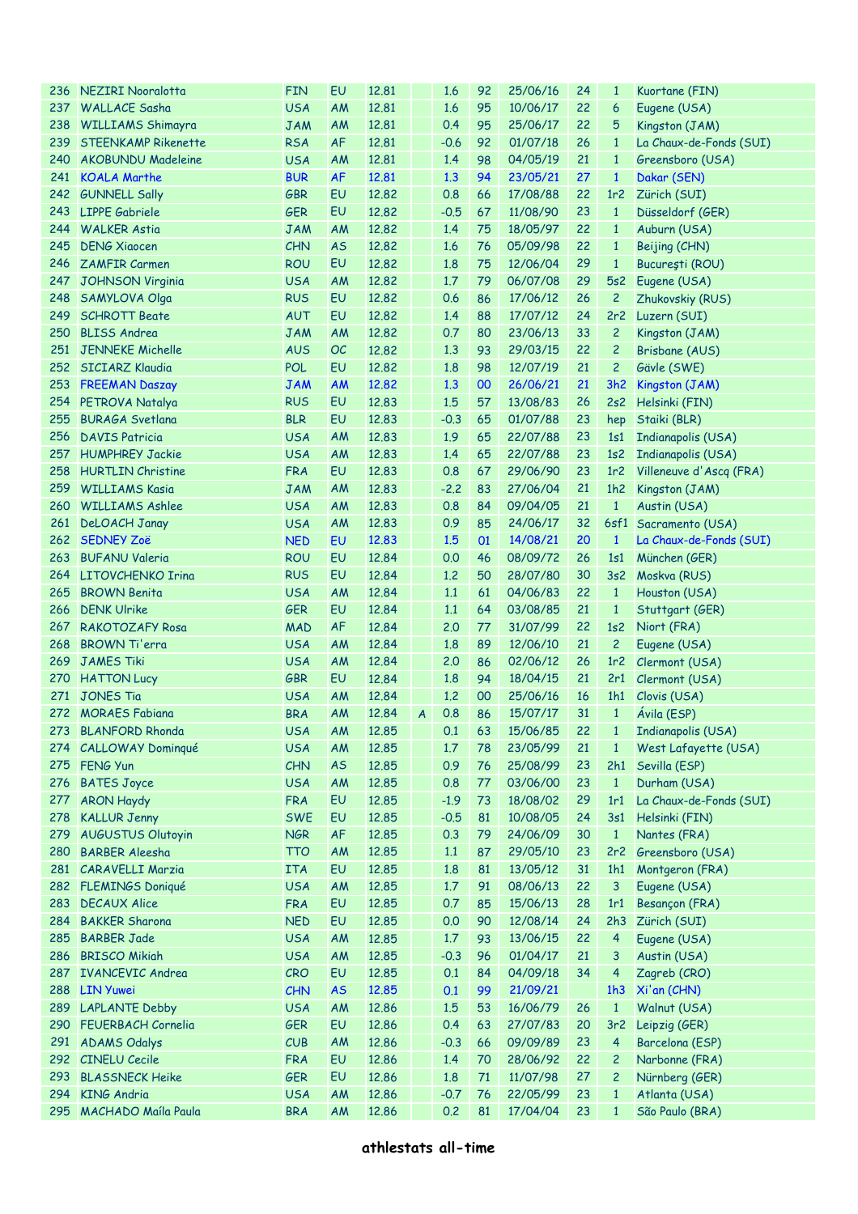| 236 | NEZIRI Nooralotta | FIN | EU | 12.81 | | 1.6 | 92 | 25/06/16 | 24 | 1 | Kuortane (FIN) |
|---|---|---|---|---|---|---|---|---|---|---|---|
| 237 | WALLACE Sasha | USA | AM | 12.81 | | 1.6 | 95 | 10/06/17 | 22 | 6 | Eugene (USA) |
| 238 | WILLIAMS Shimayra | JAM | AM | 12.81 | | 0.4 | 95 | 25/06/17 | 22 | 5 | Kingston (JAM) |
| 239 | STEENKAMP Rikenette | RSA | AF | 12.81 | | -0.6 | 92 | 01/07/18 | 26 | 1 | La Chaux-de-Fonds (SUI) |
| 240 | AKOBUNDU Madeleine | USA | AM | 12.81 | | 1.4 | 98 | 04/05/19 | 21 | 1 | Greensboro (USA) |
| 241 | KOALA Marthe | BUR | AF | 12.81 | | 1.3 | 94 | 23/05/21 | 27 | 1 | Dakar (SEN) |
| 242 | GUNNELL Sally | GBR | EU | 12.82 | | 0.8 | 66 | 17/08/88 | 22 | 1r2 | Zürich (SUI) |
| 243 | LIPPE Gabriele | GER | EU | 12.82 | | -0.5 | 67 | 11/08/90 | 23 | 1 | Düsseldorf (GER) |
| 244 | WALKER Astia | JAM | AM | 12.82 | | 1.4 | 75 | 18/05/97 | 22 | 1 | Auburn (USA) |
| 245 | DENG Xiaocen | CHN | AS | 12.82 | | 1.6 | 76 | 05/09/98 | 22 | 1 | Beijing (CHN) |
| 246 | ZAMFIR Carmen | ROU | EU | 12.82 | | 1.8 | 75 | 12/06/04 | 29 | 1 | Bucureşti (ROU) |
| 247 | JOHNSON Virginia | USA | AM | 12.82 | | 1.7 | 79 | 06/07/08 | 29 | 5s2 | Eugene (USA) |
| 248 | SAMYLOVA Olga | RUS | EU | 12.82 | | 0.6 | 86 | 17/06/12 | 26 | 2 | Zhukovskiy (RUS) |
| 249 | SCHROTT Beate | AUT | EU | 12.82 | | 1.4 | 88 | 17/07/12 | 24 | 2r2 | Luzern (SUI) |
| 250 | BLISS Andrea | JAM | AM | 12.82 | | 0.7 | 80 | 23/06/13 | 33 | 2 | Kingston (JAM) |
| 251 | JENNEKE Michelle | AUS | OC | 12.82 | | 1.3 | 93 | 29/03/15 | 22 | 2 | Brisbane (AUS) |
| 252 | SICIARZ Klaudia | POL | EU | 12.82 | | 1.8 | 98 | 12/07/19 | 21 | 2 | Gävle (SWE) |
| 253 | FREEMAN Daszay | JAM | AM | 12.82 | | 1.3 | 00 | 26/06/21 | 21 | 3h2 | Kingston (JAM) |
| 254 | PETROVA Natalya | RUS | EU | 12.83 | | 1.5 | 57 | 13/08/83 | 26 | 2s2 | Helsinki (FIN) |
| 255 | BURAGA Svetlana | BLR | EU | 12.83 | | -0.3 | 65 | 01/07/88 | 23 | hep | Staiki (BLR) |
| 256 | DAVIS Patricia | USA | AM | 12.83 | | 1.9 | 65 | 22/07/88 | 23 | 1s1 | Indianapolis (USA) |
| 257 | HUMPHREY Jackie | USA | AM | 12.83 | | 1.4 | 65 | 22/07/88 | 23 | 1s2 | Indianapolis (USA) |
| 258 | HURTLIN Christine | FRA | EU | 12.83 | | 0.8 | 67 | 29/06/90 | 23 | 1r2 | Villeneuve d'Ascq (FRA) |
| 259 | WILLIAMS Kasia | JAM | AM | 12.83 | | -2.2 | 83 | 27/06/04 | 21 | 1h2 | Kingston (JAM) |
| 260 | WILLIAMS Ashlee | USA | AM | 12.83 | | 0.8 | 84 | 09/04/05 | 21 | 1 | Austin (USA) |
| 261 | DeLOACH Janay | USA | AM | 12.83 | | 0.9 | 85 | 24/06/17 | 32 | 6sf1 | Sacramento (USA) |
| 262 | SEDNEY Zoë | NED | EU | 12.83 | | 1.5 | 01 | 14/08/21 | 20 | 1 | La Chaux-de-Fonds (SUI) |
| 263 | BUFANU Valeria | ROU | EU | 12.84 | | 0.0 | 46 | 08/09/72 | 26 | 1s1 | München (GER) |
| 264 | LITOVCHENKO Irina | RUS | EU | 12.84 | | 1.2 | 50 | 28/07/80 | 30 | 3s2 | Moskva (RUS) |
| 265 | BROWN Benita | USA | AM | 12.84 | | 1.1 | 61 | 04/06/83 | 22 | 1 | Houston (USA) |
| 266 | DENK Ulrike | GER | EU | 12.84 | | 1.1 | 64 | 03/08/85 | 21 | 1 | Stuttgart (GER) |
| 267 | RAKOTOZAFY Rosa | MAD | AF | 12.84 | | 2.0 | 77 | 31/07/99 | 22 | 1s2 | Niort (FRA) |
| 268 | BROWN Ti'erra | USA | AM | 12.84 | | 1.8 | 89 | 12/06/10 | 21 | 2 | Eugene (USA) |
| 269 | JAMES Tiki | USA | AM | 12.84 | | 2.0 | 86 | 02/06/12 | 26 | 1r2 | Clermont (USA) |
| 270 | HATTON Lucy | GBR | EU | 12.84 | | 1.8 | 94 | 18/04/15 | 21 | 2r1 | Clermont (USA) |
| 271 | JONES Tia | USA | AM | 12.84 | | 1.2 | 00 | 25/06/16 | 16 | 1h1 | Clovis (USA) |
| 272 | MORAES Fabiana | BRA | AM | 12.84 | A | 0.8 | 86 | 15/07/17 | 31 | 1 | Ávila (ESP) |
| 273 | BLANFORD Rhonda | USA | AM | 12.85 | | 0.1 | 63 | 15/06/85 | 22 | 1 | Indianapolis (USA) |
| 274 | CALLOWAY Dominqué | USA | AM | 12.85 | | 1.7 | 78 | 23/05/99 | 21 | 1 | West Lafayette (USA) |
| 275 | FENG Yun | CHN | AS | 12.85 | | 0.9 | 76 | 25/08/99 | 23 | 2h1 | Sevilla (ESP) |
| 276 | BATES Joyce | USA | AM | 12.85 | | 0.8 | 77 | 03/06/00 | 23 | 1 | Durham (USA) |
| 277 | ARON Haydy | FRA | EU | 12.85 | | -1.9 | 73 | 18/08/02 | 29 | 1r1 | La Chaux-de-Fonds (SUI) |
| 278 | KALLUR Jenny | SWE | EU | 12.85 | | -0.5 | 81 | 10/08/05 | 24 | 3s1 | Helsinki (FIN) |
| 279 | AUGUSTUS Olutoyin | NGR | AF | 12.85 | | 0.3 | 79 | 24/06/09 | 30 | 1 | Nantes (FRA) |
| 280 | BARBER Aleesha | TTO | AM | 12.85 | | 1.1 | 87 | 29/05/10 | 23 | 2r2 | Greensboro (USA) |
| 281 | CARAVELLI Marzia | ITA | EU | 12.85 | | 1.8 | 81 | 13/05/12 | 31 | 1h1 | Montgeron (FRA) |
| 282 | FLEMINGS Doniqué | USA | AM | 12.85 | | 1.7 | 91 | 08/06/13 | 22 | 3 | Eugene (USA) |
| 283 | DECAUX Alice | FRA | EU | 12.85 | | 0.7 | 85 | 15/06/13 | 28 | 1r1 | Besançon (FRA) |
| 284 | BAKKER Sharona | NED | EU | 12.85 | | 0.0 | 90 | 12/08/14 | 24 | 2h3 | Zürich (SUI) |
| 285 | BARBER Jade | USA | AM | 12.85 | | 1.7 | 93 | 13/06/15 | 22 | 4 | Eugene (USA) |
| 286 | BRISCO Mikiah | USA | AM | 12.85 | | -0.3 | 96 | 01/04/17 | 21 | 3 | Austin (USA) |
| 287 | IVANCEVIC Andrea | CRO | EU | 12.85 | | 0.1 | 84 | 04/09/18 | 34 | 4 | Zagreb (CRO) |
| 288 | LIN Yuwei | CHN | AS | 12.85 | | 0.1 | 99 | 21/09/21 | | 1h3 | Xi'an (CHN) |
| 289 | LAPLANTE Debby | USA | AM | 12.86 | | 1.5 | 53 | 16/06/79 | 26 | 1 | Walnut (USA) |
| 290 | FEUERBACH Cornelia | GER | EU | 12.86 | | 0.4 | 63 | 27/07/83 | 20 | 3r2 | Leipzig (GER) |
| 291 | ADAMS Odalys | CUB | AM | 12.86 | | -0.3 | 66 | 09/09/89 | 23 | 4 | Barcelona (ESP) |
| 292 | CINELU Cecile | FRA | EU | 12.86 | | 1.4 | 70 | 28/06/92 | 22 | 2 | Narbonne (FRA) |
| 293 | BLASSNECK Heike | GER | EU | 12.86 | | 1.8 | 71 | 11/07/98 | 27 | 2 | Nürnberg (GER) |
| 294 | KING Andria | USA | AM | 12.86 | | -0.7 | 76 | 22/05/99 | 23 | 1 | Atlanta (USA) |
| 295 | MACHADO Maíla Paula | BRA | AM | 12.86 | | 0.2 | 81 | 17/04/04 | 23 | 1 | São Paulo (BRA) |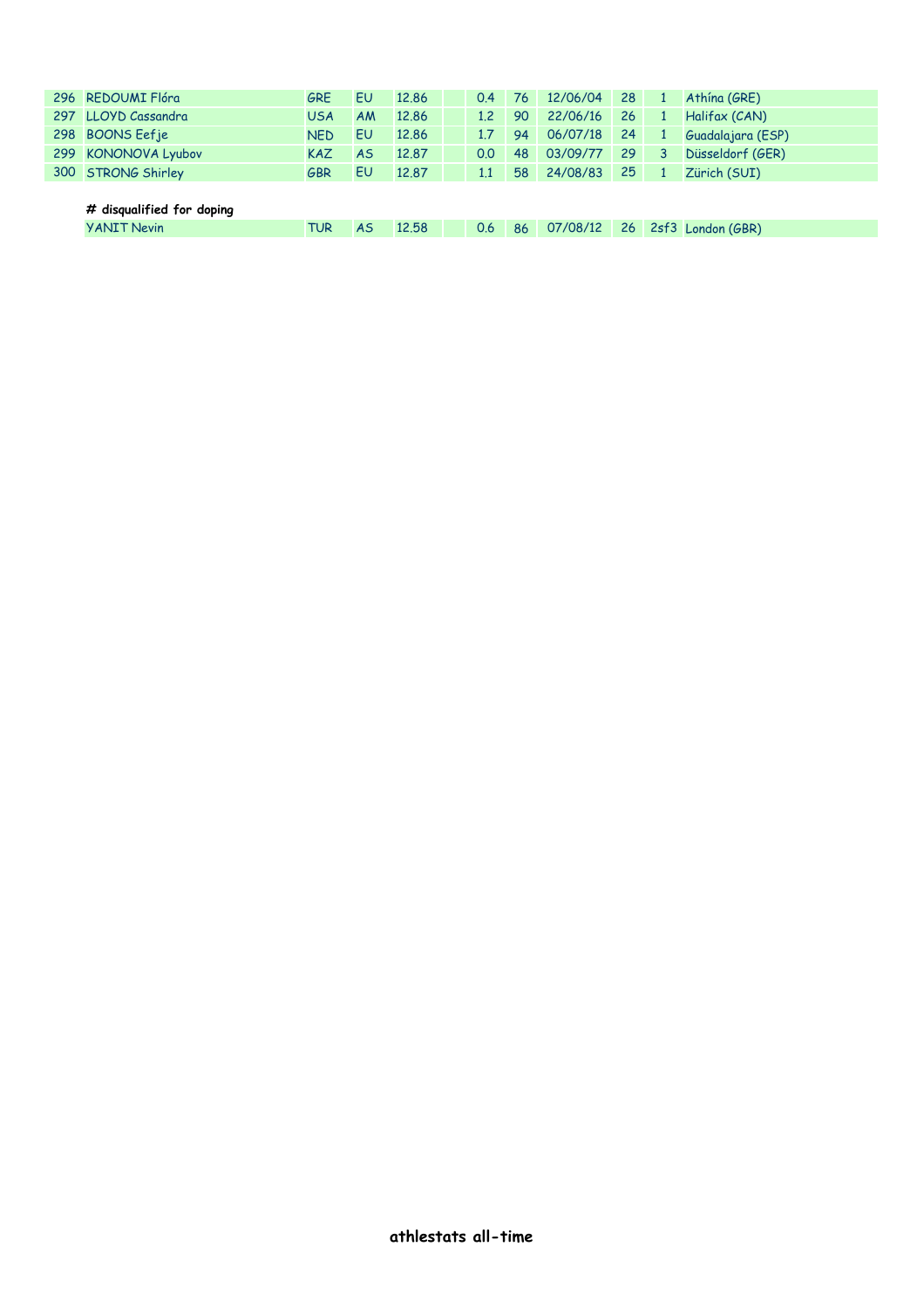| | | | | | | | | | | | |
|---|---|---|---|---|---|---|---|---|---|---|---|
| 296 | REDOUMI Flóra | GRE | EU | 12.86 | | 0.4 | 76 | 12/06/04 | 28 | 1 | Athína (GRE) |
| 297 | LLOYD Cassandra | USA | AM | 12.86 | | 1.2 | 90 | 22/06/16 | 26 | 1 | Halifax (CAN) |
| 298 | BOONS Eefje | NED | EU | 12.86 | | 1.7 | 94 | 06/07/18 | 24 | 1 | Guadalajara (ESP) |
| 299 | KONONOVA Lyubov | KAZ | AS | 12.87 | | 0.0 | 48 | 03/09/77 | 29 | 3 | Düsseldorf (GER) |
| 300 | STRONG Shirley | GBR | EU | 12.87 | | 1.1 | 58 | 24/08/83 | 25 | 1 | Zürich (SUI) |

**# disqualified for doping**

| | | | | | | | | | | | |
|---|---|---|---|---|---|---|---|---|---|---|---|
| | YANIT Nevin | TUR | AS | 12.58 | | 0.6 | 86 | 07/08/12 | 26 | 2sf3 | London (GBR) |

**athlestats all-time**